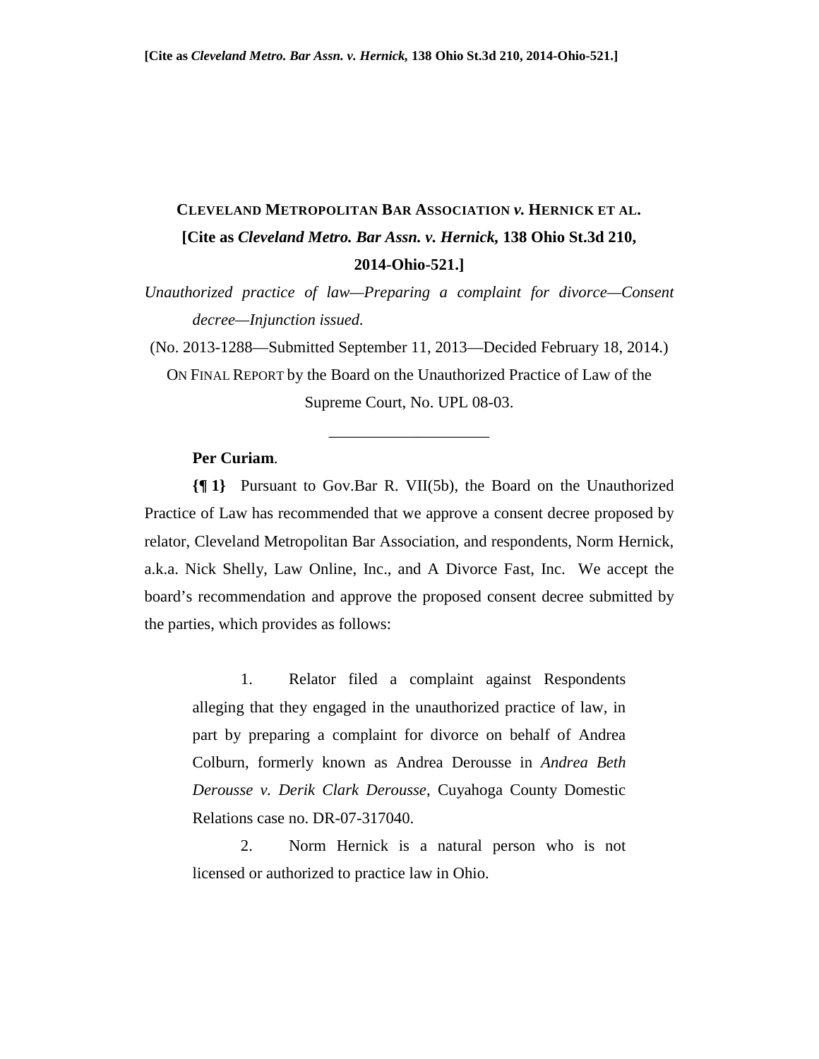[Cite as *Cleveland Metro. Bar Assn. v. Hernick*, 138 Ohio St.3d 210, 2014-Ohio-521.]

## CLEVELAND METROPOLITAN BAR ASSOCIATION *v.* HERNICK ET AL.

**[Cite as *Cleveland Metro. Bar Assn. v. Hernick*, 138 Ohio St.3d 210, 2014-Ohio-521.]**

*Unauthorized practice of law—Preparing a complaint for divorce—Consent decree—Injunction issued.*

(No. 2013-1288—Submitted September 11, 2013—Decided February 18, 2014.)

ON FINAL REPORT by the Board on the Unauthorized Practice of Law of the Supreme Court, No. UPL 08-03.

---

**Per Curiam**.

**{¶ 1}** Pursuant to Gov.Bar R. VII(5b), the Board on the Unauthorized Practice of Law has recommended that we approve a consent decree proposed by relator, Cleveland Metropolitan Bar Association, and respondents, Norm Hernick, a.k.a. Nick Shelly, Law Online, Inc., and A Divorce Fast, Inc. We accept the board's recommendation and approve the proposed consent decree submitted by the parties, which provides as follows:

> 1. Relator filed a complaint against Respondents alleging that they engaged in the unauthorized practice of law, in part by preparing a complaint for divorce on behalf of Andrea Colburn, formerly known as Andrea Derousse in *Andrea Beth Derousse v. Derik Clark Derousse*, Cuyahoga County Domestic Relations case no. DR-07-317040.
>
> 2. Norm Hernick is a natural person who is not licensed or authorized to practice law in Ohio.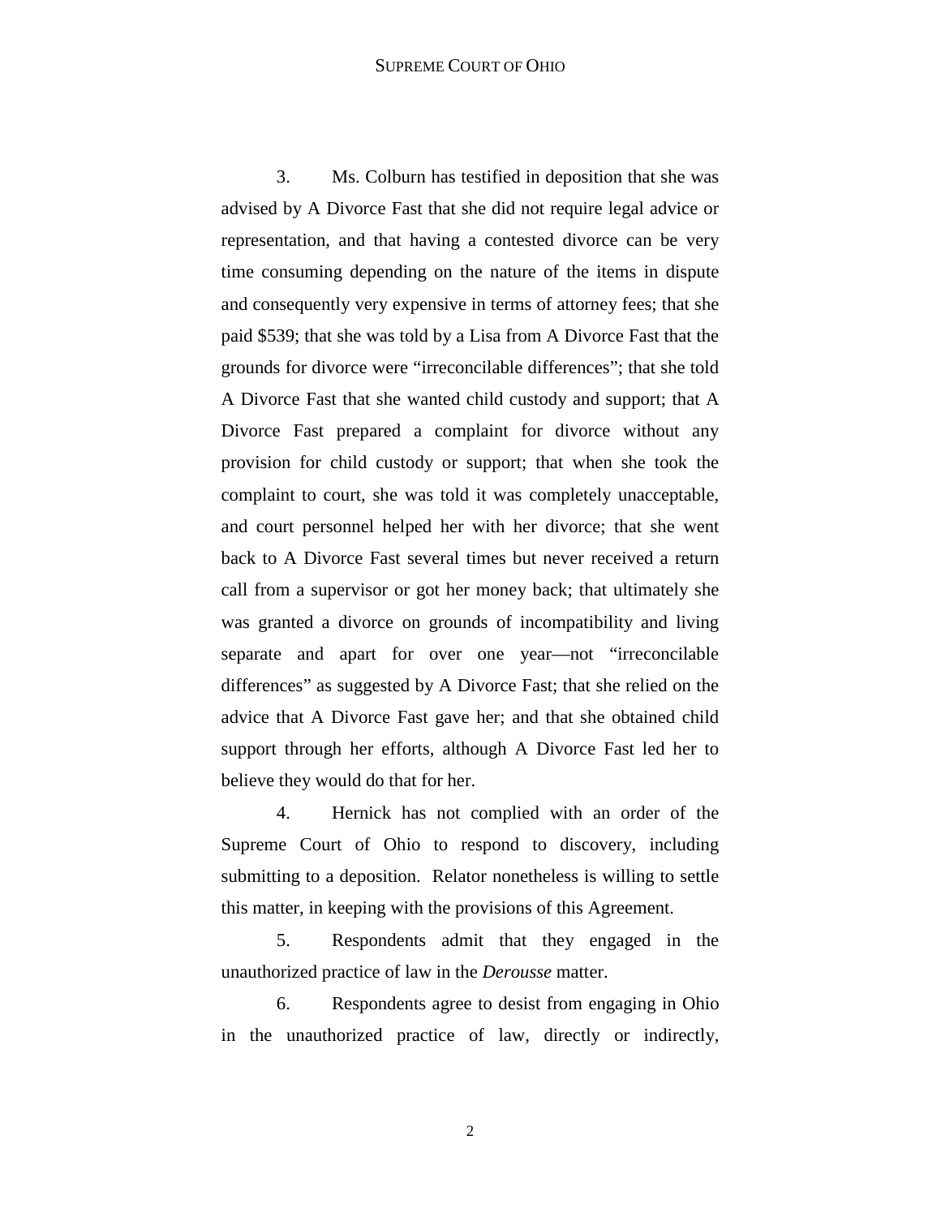3. Ms. Colburn has testified in deposition that she was advised by A Divorce Fast that she did not require legal advice or representation, and that having a contested divorce can be very time consuming depending on the nature of the items in dispute and consequently very expensive in terms of attorney fees; that she paid $539; that she was told by a Lisa from A Divorce Fast that the grounds for divorce were "irreconcilable differences"; that she told A Divorce Fast that she wanted child custody and support; that A Divorce Fast prepared a complaint for divorce without any provision for child custody or support; that when she took the complaint to court, she was told it was completely unacceptable, and court personnel helped her with her divorce; that she went back to A Divorce Fast several times but never received a return call from a supervisor or got her money back; that ultimately she was granted a divorce on grounds of incompatibility and living separate and apart for over one year—not "irreconcilable differences" as suggested by A Divorce Fast; that she relied on the advice that A Divorce Fast gave her; and that she obtained child support through her efforts, although A Divorce Fast led her to believe they would do that for her.

4. Hernick has not complied with an order of the Supreme Court of Ohio to respond to discovery, including submitting to a deposition. Relator nonetheless is willing to settle this matter, in keeping with the provisions of this Agreement.

5. Respondents admit that they engaged in the unauthorized practice of law in the *Derousse* matter.

6. Respondents agree to desist from engaging in Ohio in the unauthorized practice of law, directly or indirectly,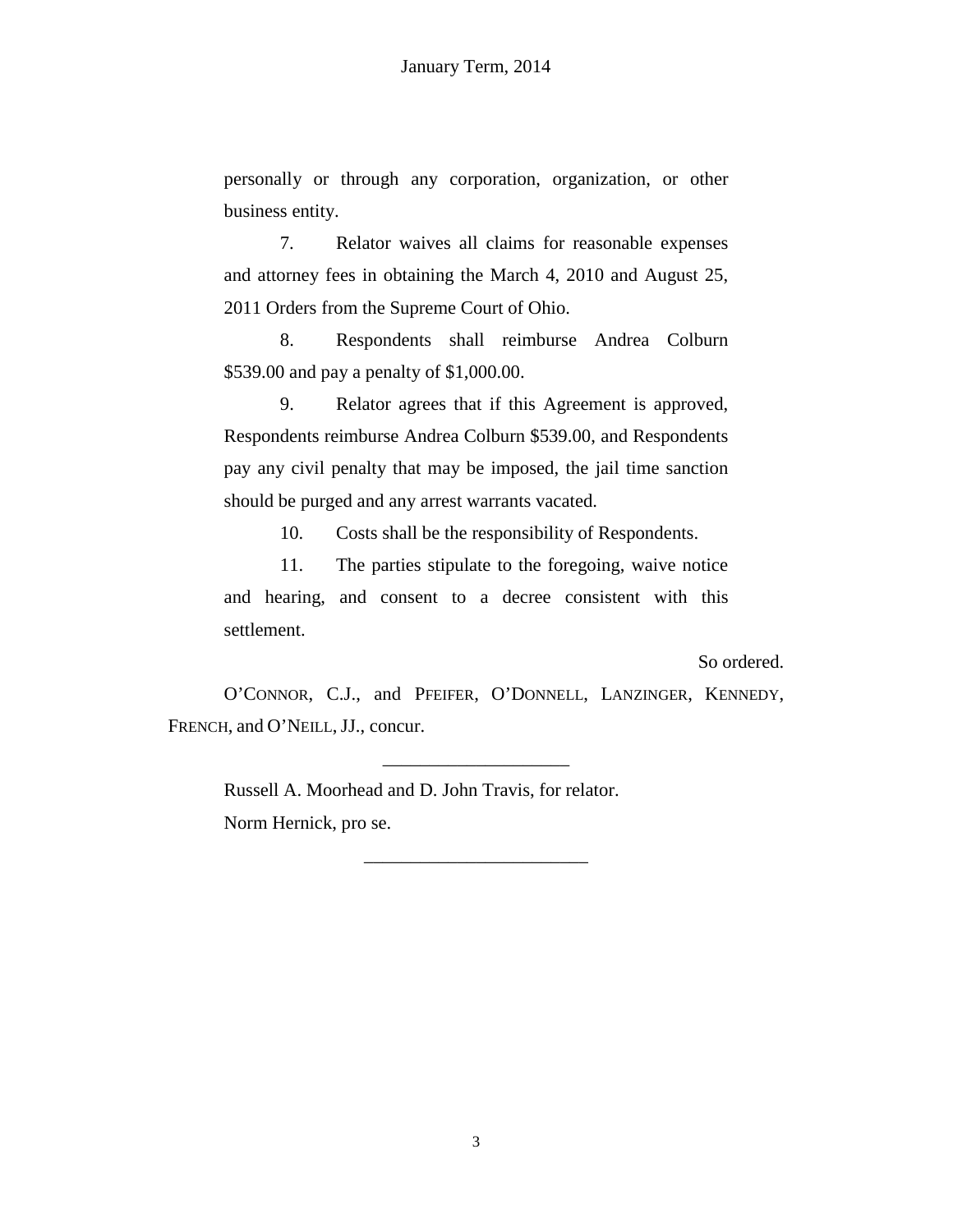personally or through any corporation, organization, or other business entity.

7. Relator waives all claims for reasonable expenses and attorney fees in obtaining the March 4, 2010 and August 25, 2011 Orders from the Supreme Court of Ohio.

8. Respondents shall reimburse Andrea Colburn $539.00 and pay a penalty of $1,000.00.

9. Relator agrees that if this Agreement is approved, Respondents reimburse Andrea Colburn $539.00, and Respondents pay any civil penalty that may be imposed, the jail time sanction should be purged and any arrest warrants vacated.

10. Costs shall be the responsibility of Respondents.

11. The parties stipulate to the foregoing, waive notice and hearing, and consent to a decree consistent with this settlement.

So ordered.

O'CONNOR, C.J., and PFEIFER, O'DONNELL, LANZINGER, KENNEDY, FRENCH, and O'NEILL, JJ., concur.

---

Russell A. Moorhead and D. John Travis, for relator.

Norm Hernick, pro se.

---